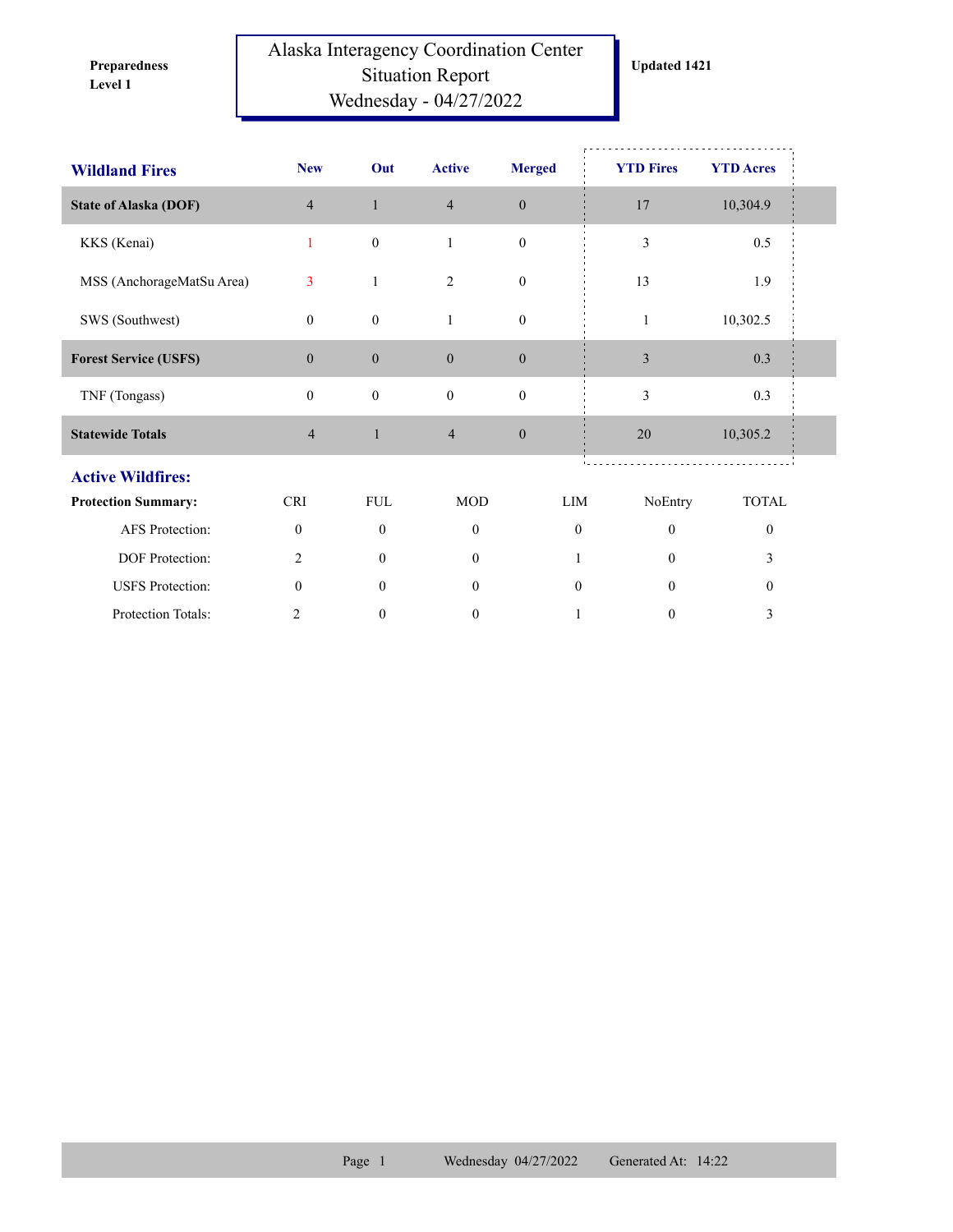**Preparedness Level 1**

# Alaska Interagency Coordination Center Situation Report Wednesday - 04/27/2022

**Updated 1421**

| Wildland Fires | New | Out | Active | Merged | YTD Fires | YTD Acres |
|---|---|---|---|---|---|---|
| **State of Alaska (DOF)** | 4 | 1 | 4 | 0 | 17 | 10,304.9 |
| KKS (Kenai) | 1 | 0 | 1 | 0 | 3 | 0.5 |
| MSS (AnchorageMatSu Area) | 3 | 1 | 2 | 0 | 13 | 1.9 |
| SWS (Southwest) | 0 | 0 | 1 | 0 | 1 | 10,302.5 |
| **Forest Service (USFS)** | 0 | 0 | 0 | 0 | 3 | 0.3 |
| TNF (Tongass) | 0 | 0 | 0 | 0 | 3 | 0.3 |
| **Statewide Totals** | 4 | 1 | 4 | 0 | 20 | 10,305.2 |

## Active Wildfires:

| Protection Summary: | CRI | FUL | MOD | LIM | NoEntry | TOTAL |
|---|---|---|---|---|---|---|
| AFS Protection: | 0 | 0 | 0 | 0 | 0 | 0 |
| DOF Protection: | 2 | 0 | 0 | 1 | 0 | 3 |
| USFS Protection: | 0 | 0 | 0 | 0 | 0 | 0 |
| Protection Totals: | 2 | 0 | 0 | 1 | 0 | 3 |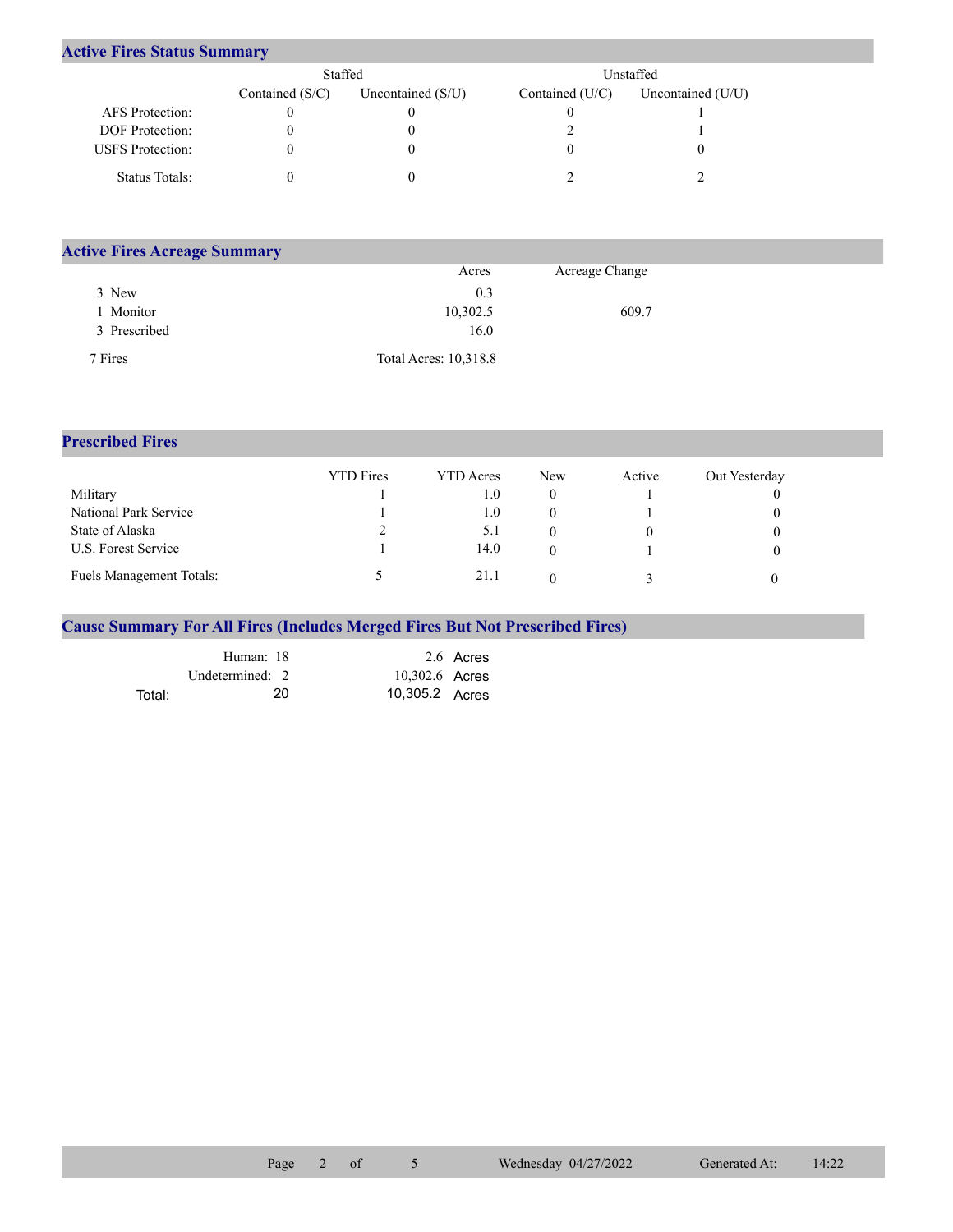## Active Fires Status Summary

| | Staffed | | Unstaffed | |
|---|---|---|---|---|
| | Contained (S/C) | Uncontained (S/U) | Contained (U/C) | Uncontained (U/U) |
| AFS Protection: | 0 | 0 | 0 | 1 |
| DOF Protection: | 0 | 0 | 2 | 1 |
| USFS Protection: | 0 | 0 | 0 | 0 |
| Status Totals: | 0 | 0 | 2 | 2 |

## Active Fires Acreage Summary

| | Acres | Acreage Change |
|---|---|---|
| 3 New | 0.3 | |
| 1 Monitor | 10,302.5 | 609.7 |
| 3 Prescribed | 16.0 | |
| 7 Fires | Total Acres: 10,318.8 | |

## Prescribed Fires

| | YTD Fires | YTD Acres | New | Active | Out Yesterday |
|---|---|---|---|---|---|
| Military | 1 | 1.0 | 0 | 1 | 0 |
| National Park Service | 1 | 1.0 | 0 | 1 | 0 |
| State of Alaska | 2 | 5.1 | 0 | 0 | 0 |
| U.S. Forest Service | 1 | 14.0 | 0 | 1 | 0 |
| Fuels Management Totals: | 5 | 21.1 | 0 | 3 | 0 |

## Cause Summary For All Fires (Includes Merged Fires But Not Prescribed Fires)

| | Fires | Acres |
|---|---|---|
| Human: | 18 | 2.6 Acres |
| Undetermined: | 2 | 10,302.6 Acres |
| Total: | 20 | 10,305.2 Acres |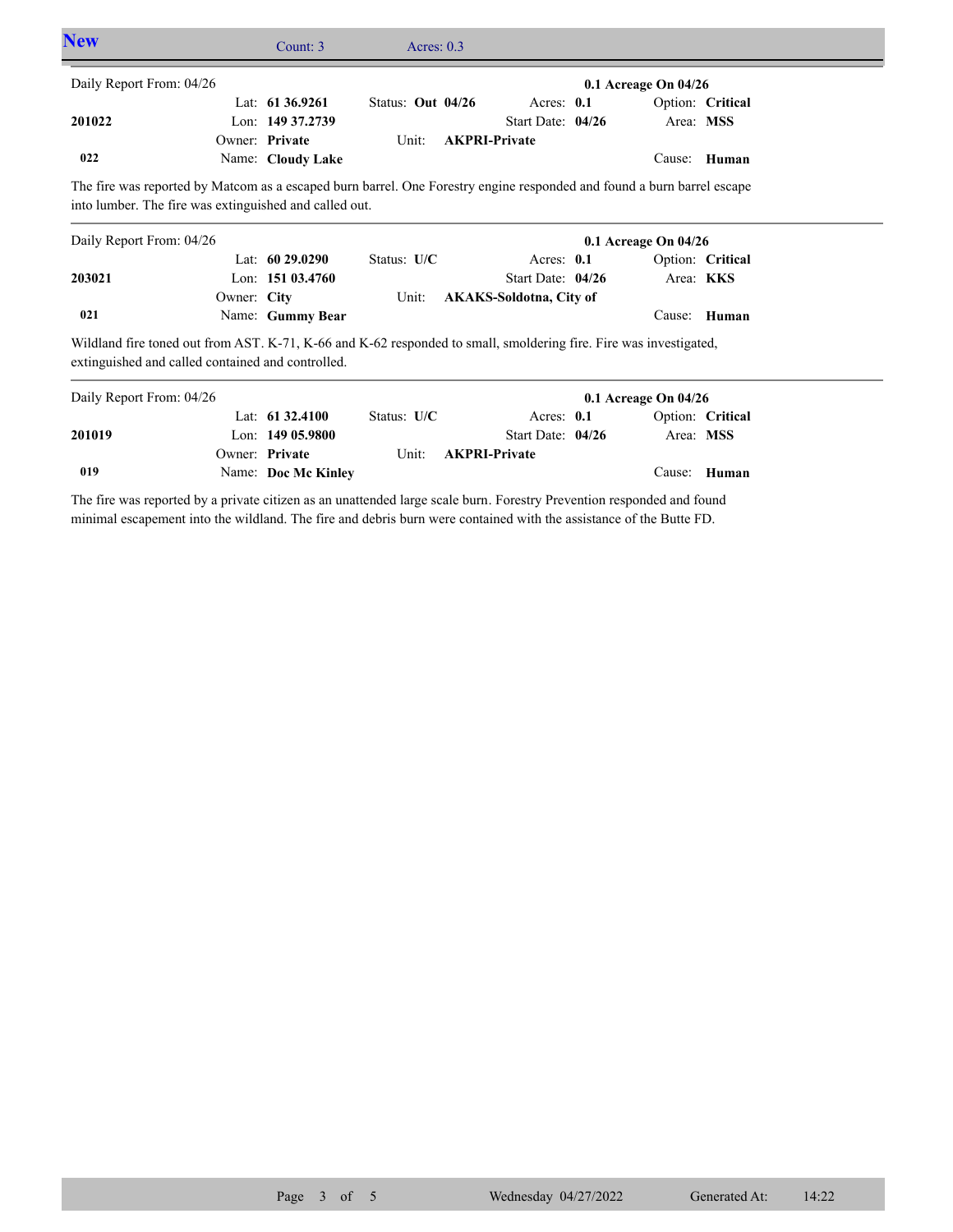## New

Count: 3 Acres: 0.3

---

Daily Report From: 04/26 **0.1 Acreage On 04/26**

| | | | | |
|---|---|---|---|---|
| | Lat: **61 36.9261** | Status: **Out 04/26** | Acres: **0.1** | Option: **Critical** |
| **201022** | Lon: **149 37.2739** | | Start Date: **04/26** | Area: **MSS** |
| | Owner: **Private** | Unit: **AKPRI-Private** | | |
| **022** | Name: **Cloudy Lake** | | | Cause: **Human** |

The fire was reported by Matcom as a escaped burn barrel. One Forestry engine responded and found a burn barrel escape into lumber. The fire was extinguished and called out.

---

Daily Report From: 04/26 **0.1 Acreage On 04/26**

| | | | | |
|---|---|---|---|---|
| | Lat: **60 29.0290** | Status: **U/C** | Acres: **0.1** | Option: **Critical** |
| **203021** | Lon: **151 03.4760** | | Start Date: **04/26** | Area: **KKS** |
| | Owner: **City** | Unit: **AKAKS-Soldotna, City of** | | |
| **021** | Name: **Gummy Bear** | | | Cause: **Human** |

Wildland fire toned out from AST. K-71, K-66 and K-62 responded to small, smoldering fire. Fire was investigated, extinguished and called contained and controlled.

---

Daily Report From: 04/26 **0.1 Acreage On 04/26**

| | | | | |
|---|---|---|---|---|
| | Lat: **61 32.4100** | Status: **U/C** | Acres: **0.1** | Option: **Critical** |
| **201019** | Lon: **149 05.9800** | | Start Date: **04/26** | Area: **MSS** |
| | Owner: **Private** | Unit: **AKPRI-Private** | | |
| **019** | Name: **Doc Mc Kinley** | | | Cause: **Human** |

The fire was reported by a private citizen as an unattended large scale burn. Forestry Prevention responded and found minimal escapement into the wildland. The fire and debris burn were contained with the assistance of the Butte FD.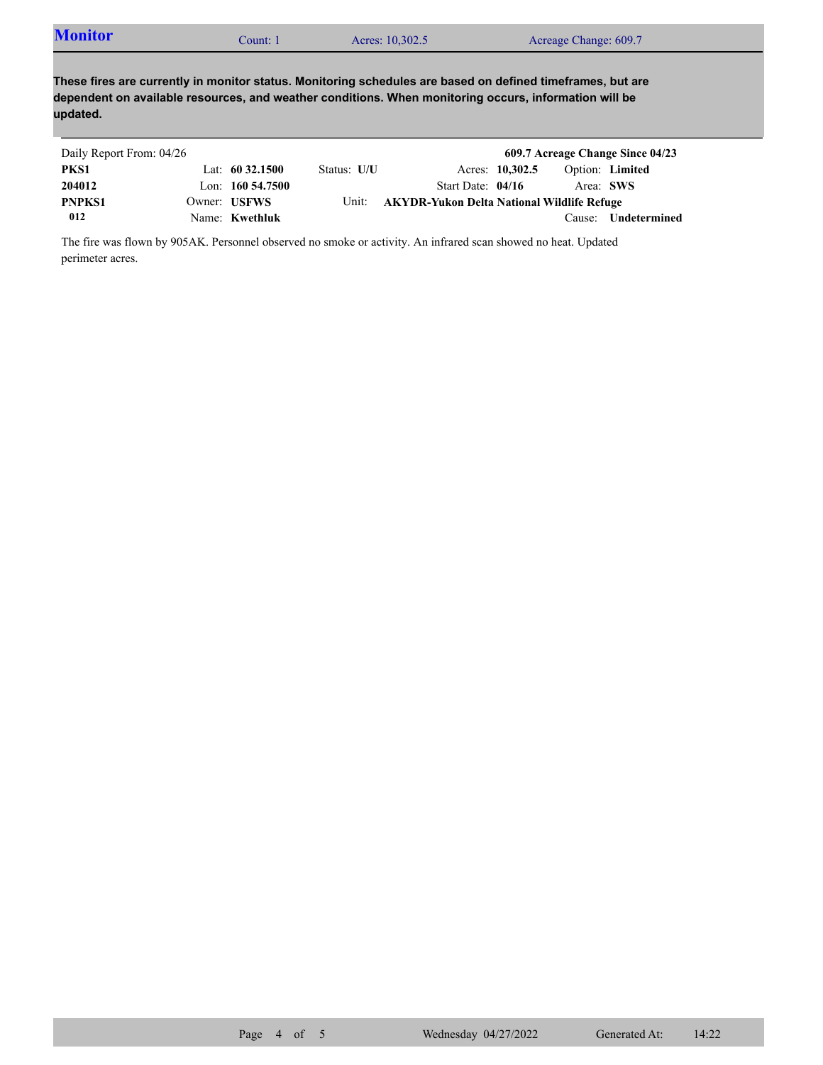## Monitor

Count: 1 | Acres: 10,302.5 | Acreage Change: 609.7

**These fires are currently in monitor status. Monitoring schedules are based on defined timeframes, but are dependent on available resources, and weather conditions. When monitoring occurs, information will be updated.**

Daily Report From: 04/26 — **609.7 Acreage Change Since 04/23**

| | | | | | |
|---|---|---|---|---|---|
| **PKS1** | Lat: **60 32.1500** | Status: **U/U** | Acres: **10,302.5** | Option: **Limited** | |
| **204012** | Lon: **160 54.7500** | | Start Date: **04/16** | Area: **SWS** | |
| **PNPKS1** | Owner: **USFWS** | Unit: | **AKYDR-Yukon Delta National Wildlife Refuge** | | |
| **012** | Name: **Kwethluk** | | | Cause: **Undetermined** | |

The fire was flown by 905AK. Personnel observed no smoke or activity. An infrared scan showed no heat. Updated perimeter acres.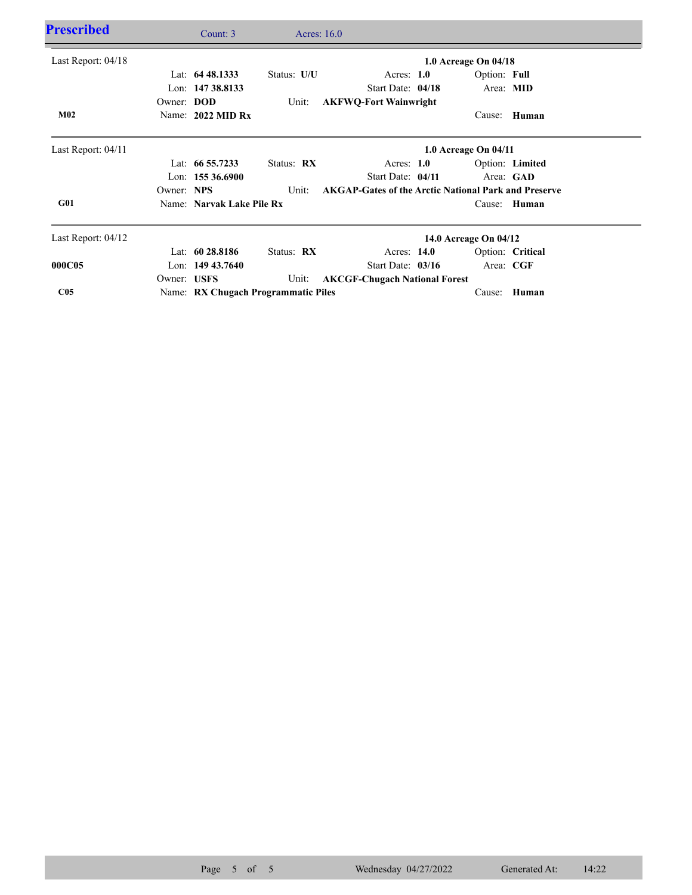## Prescribed

Count: 3 Acres: 16.0

---

Last Report: 04/18

**1.0 Acreage On 04/18**

Lat: **64 48.1333** Status: **U/U** Acres: **1.0** Option: **Full**
Lon: **147 38.8133** Start Date: **04/18** Area: **MID**
Owner: **DOD** Unit: **AKFWQ-Fort Wainwright**

**M02** Name: **2022 MID Rx** Cause: **Human**

---

Last Report: 04/11

**1.0 Acreage On 04/11**

Lat: **66 55.7233** Status: **RX** Acres: **1.0** Option: **Limited**
Lon: **155 36.6900** Start Date: **04/11** Area: **GAD**
Owner: **NPS** Unit: **AKGAP-Gates of the Arctic National Park and Preserve**

**G01** Name: **Narvak Lake Pile Rx** Cause: **Human**

---

Last Report: 04/12

**14.0 Acreage On 04/12**

Lat: **60 28.8186** Status: **RX** Acres: **14.0** Option: **Critical**
**000C05** Lon: **149 43.7640** Start Date: **03/16** Area: **CGF**
Owner: **USFS** Unit: **AKCGF-Chugach National Forest**

**C05** Name: **RX Chugach Programmatic Piles** Cause: **Human**

---

Wednesday 04/27/2022 Generated At: 14:22